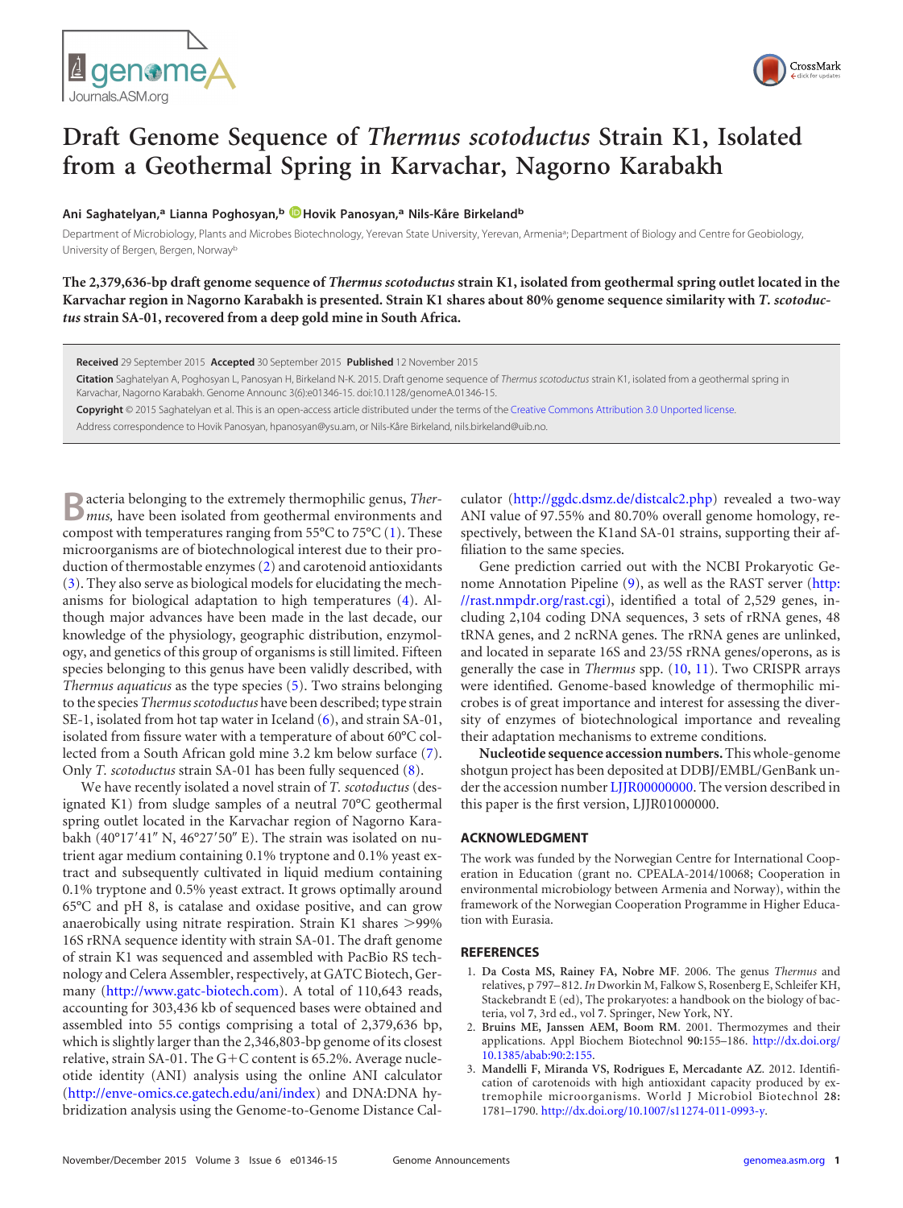# Draft Genome Sequence of *Thermus scotoductus* Strain K1, Isolated from a Geothermal Spring in Karvachar, Nagorno Karabakh

**Ani Saghatelyan,[a] Lianna Poghosyan,[b] Hovik Panosyan,[a] Nils-Kåre Birkeland[b]**

Department of Microbiology, Plants and Microbes Biotechnology, Yerevan State University, Yerevan, Armenia[a]; Department of Biology and Centre for Geobiology, University of Bergen, Bergen, Norway[b]

**The 2,379,636-bp draft genome sequence of *Thermus scotoductus* strain K1, isolated from geothermal spring outlet located in the Karvachar region in Nagorno Karabakh is presented. Strain K1 shares about 80% genome sequence similarity with *T. scotoductus* strain SA-01, recovered from a deep gold mine in South Africa.**

**Received** 29 September 2015 **Accepted** 30 September 2015 **Published** 12 November 2015

**Citation** Saghatelyan A, Poghosyan L, Panosyan H, Birkeland N-K. 2015. Draft genome sequence of *Thermus scotoductus* strain K1, isolated from a geothermal spring in Karvachar, Nagorno Karabakh. Genome Announc 3(6):e01346-15. doi:10.1128/genomeA.01346-15.

**Copyright** © 2015 Saghatelyan et al. This is an open-access article distributed under the terms of the Creative Commons Attribution 3.0 Unported license.

Address correspondence to Hovik Panosyan, hpanosyan@ysu.am, or Nils-Kåre Birkeland, nils.birkeland@uib.no.

Bacteria belonging to the extremely thermophilic genus, *Thermus,* have been isolated from geothermal environments and compost with temperatures ranging from 55°C to 75°C (1). These microorganisms are of biotechnological interest due to their production of thermostable enzymes (2) and carotenoid antioxidants (3). They also serve as biological models for elucidating the mechanisms for biological adaptation to high temperatures (4). Although major advances have been made in the last decade, our knowledge of the physiology, geographic distribution, enzymology, and genetics of this group of organisms is still limited. Fifteen species belonging to this genus have been validly described, with *Thermus aquaticus* as the type species (5). Two strains belonging to the species *Thermus scotoductus* have been described; type strain SE-1, isolated from hot tap water in Iceland (6), and strain SA-01, isolated from fissure water with a temperature of about 60°C collected from a South African gold mine 3.2 km below surface (7). Only *T. scotoductus* strain SA-01 has been fully sequenced (8).

We have recently isolated a novel strain of *T. scotoductus* (designated K1) from sludge samples of a neutral 70°C geothermal spring outlet located in the Karvachar region of Nagorno Karabakh (40°17′41″ N, 46°27′50″ E). The strain was isolated on nutrient agar medium containing 0.1% tryptone and 0.1% yeast extract and subsequently cultivated in liquid medium containing 0.1% tryptone and 0.5% yeast extract. It grows optimally around 65°C and pH 8, is catalase and oxidase positive, and can grow anaerobically using nitrate respiration. Strain K1 shares >99% 16S rRNA sequence identity with strain SA-01. The draft genome of strain K1 was sequenced and assembled with PacBio RS technology and Celera Assembler, respectively, at GATC Biotech, Germany (http://www.gatc-biotech.com). A total of 110,643 reads, accounting for 303,436 kb of sequenced bases were obtained and assembled into 55 contigs comprising a total of 2,379,636 bp, which is slightly larger than the 2,346,803-bp genome of its closest relative, strain SA-01. The G+C content is 65.2%. Average nucleotide identity (ANI) analysis using the online ANI calculator (http://enve-omics.ce.gatech.edu/ani/index) and DNA:DNA hybridization analysis using the Genome-to-Genome Distance Calculator (http://ggdc.dsmz.de/distcalc2.php) revealed a two-way ANI value of 97.55% and 80.70% overall genome homology, respectively, between the K1and SA-01 strains, supporting their affiliation to the same species.

Gene prediction carried out with the NCBI Prokaryotic Genome Annotation Pipeline (9), as well as the RAST server (http://rast.nmpdr.org/rast.cgi), identified a total of 2,529 genes, including 2,104 coding DNA sequences, 3 sets of rRNA genes, 48 tRNA genes, and 2 ncRNA genes. The rRNA genes are unlinked, and located in separate 16S and 23/5S rRNA genes/operons, as is generally the case in *Thermus* spp. (10, 11). Two CRISPR arrays were identified. Genome-based knowledge of thermophilic microbes is of great importance and interest for assessing the diversity of enzymes of biotechnological importance and revealing their adaptation mechanisms to extreme conditions.

**Nucleotide sequence accession numbers.** This whole-genome shotgun project has been deposited at DDBJ/EMBL/GenBank under the accession number LJJR00000000. The version described in this paper is the first version, LJJR01000000.

## ACKNOWLEDGMENT

The work was funded by the Norwegian Centre for International Cooperation in Education (grant no. CPEALA-2014/10068; Cooperation in environmental microbiology between Armenia and Norway), within the framework of the Norwegian Cooperation Programme in Higher Education with Eurasia.

## REFERENCES

1. **Da Costa MS, Rainey FA, Nobre MF.** 2006. The genus *Thermus* and relatives, p 797–812. *In* Dworkin M, Falkow S, Rosenberg E, Schleifer KH, Stackebrandt E (ed), The prokaryotes: a handbook on the biology of bacteria, vol 7, 3rd ed., vol 7. Springer, New York, NY.
2. **Bruins ME, Janssen AEM, Boom RM.** 2001. Thermozymes and their applications. Appl Biochem Biotechnol **90:**155–186. http://dx.doi.org/10.1385/abab:90:2:155.
3. **Mandelli F, Miranda VS, Rodrigues E, Mercadante AZ.** 2012. Identification of carotenoids with high antioxidant capacity produced by extremophile microorganisms. World J Microbiol Biotechnol **28:** 1781–1790. http://dx.doi.org/10.1007/s11274-011-0993-y.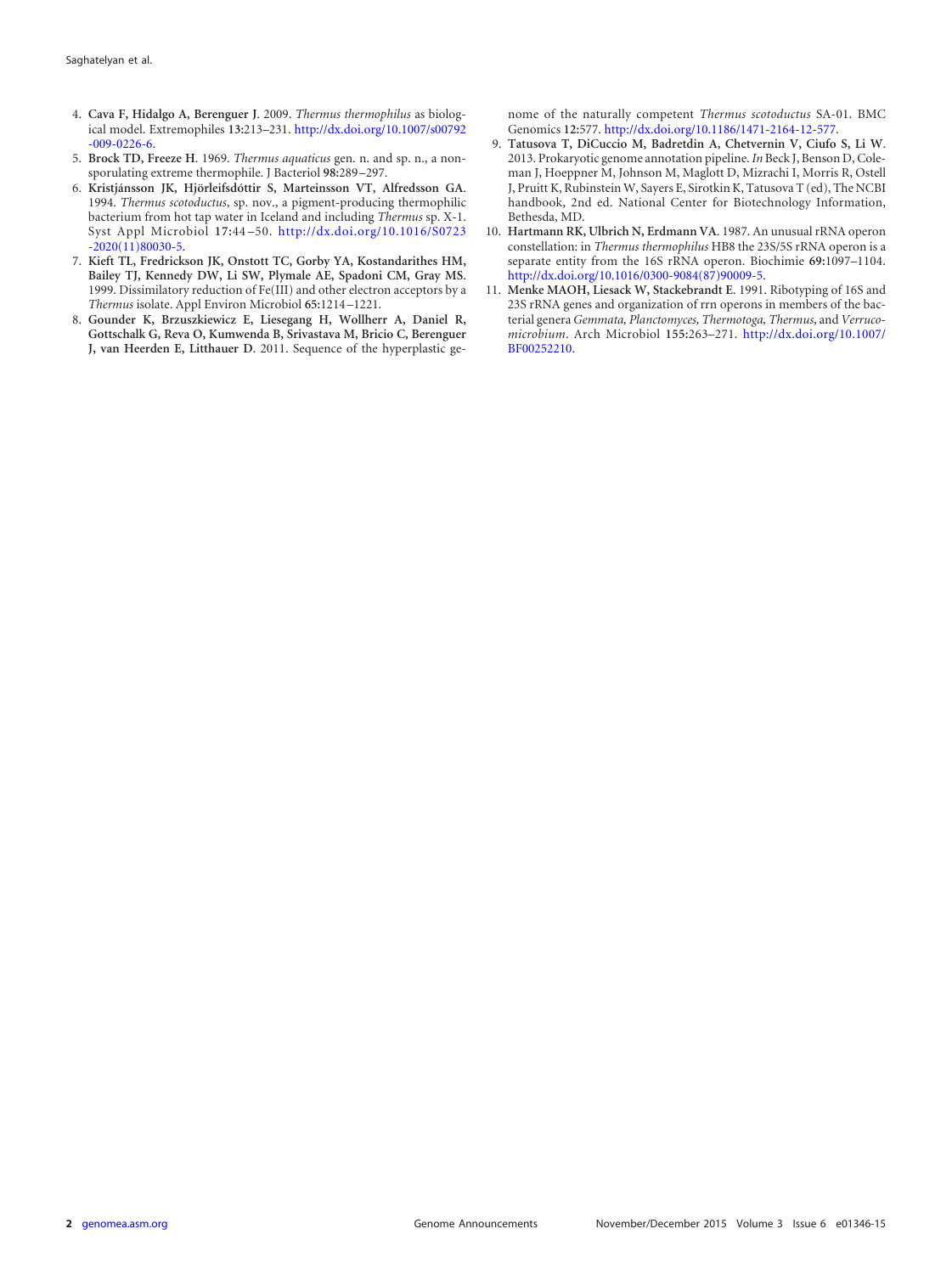4. **Cava F, Hidalgo A, Berenguer J**. 2009. *Thermus thermophilus* as biological model. Extremophiles **13**:213–231. http://dx.doi.org/10.1007/s00792-009-0226-6.
5. **Brock TD, Freeze H**. 1969. *Thermus aquaticus* gen. n. and sp. n., a nonsporulating extreme thermophile. J Bacteriol **98**:289–297.
6. **Kristjánsson JK, Hjörleifsdóttir S, Marteinsson VT, Alfredsson GA**. 1994. *Thermus scotoductus*, sp. nov., a pigment-producing thermophilic bacterium from hot tap water in Iceland and including *Thermus* sp. X-1. Syst Appl Microbiol **17**:44–50. http://dx.doi.org/10.1016/S0723-2020(11)80030-5.
7. **Kieft TL, Fredrickson JK, Onstott TC, Gorby YA, Kostandarithes HM, Bailey TJ, Kennedy DW, Li SW, Plymale AE, Spadoni CM, Gray MS**. 1999. Dissimilatory reduction of Fe(III) and other electron acceptors by a *Thermus* isolate. Appl Environ Microbiol **65**:1214–1221.
8. **Gounder K, Brzuszkiewicz E, Liesegang H, Wollherr A, Daniel R, Gottschalk G, Reva O, Kumwenda B, Srivastava M, Bricio C, Berenguer J, van Heerden E, Litthauer D**. 2011. Sequence of the hyperplastic genome of the naturally competent *Thermus scotoductus* SA-01. BMC Genomics **12**:577. http://dx.doi.org/10.1186/1471-2164-12-577.
9. **Tatusova T, DiCuccio M, Badretdin A, Chetvernin V, Ciufo S, Li W**. 2013. Prokaryotic genome annotation pipeline. *In* Beck J, Benson D, Coleman J, Hoeppner M, Johnson M, Maglott D, Mizrachi I, Morris R, Ostell J, Pruitt K, Rubinstein W, Sayers E, Sirotkin K, Tatusova T (ed), The NCBI handbook, 2nd ed. National Center for Biotechnology Information, Bethesda, MD.
10. **Hartmann RK, Ulbrich N, Erdmann VA**. 1987. An unusual rRNA operon constellation: in *Thermus thermophilus* HB8 the 23S/5S rRNA operon is a separate entity from the 16S rRNA operon. Biochimie **69**:1097–1104. http://dx.doi.org/10.1016/0300-9084(87)90009-5.
11. **Menke MAOH, Liesack W, Stackebrandt E**. 1991. Ribotyping of 16S and 23S rRNA genes and organization of rrn operons in members of the bacterial genera *Gemmata, Planctomyces, Thermotoga, Thermus*, and *Verrucomicrobium*. Arch Microbiol **155**:263–271. http://dx.doi.org/10.1007/BF00252210.